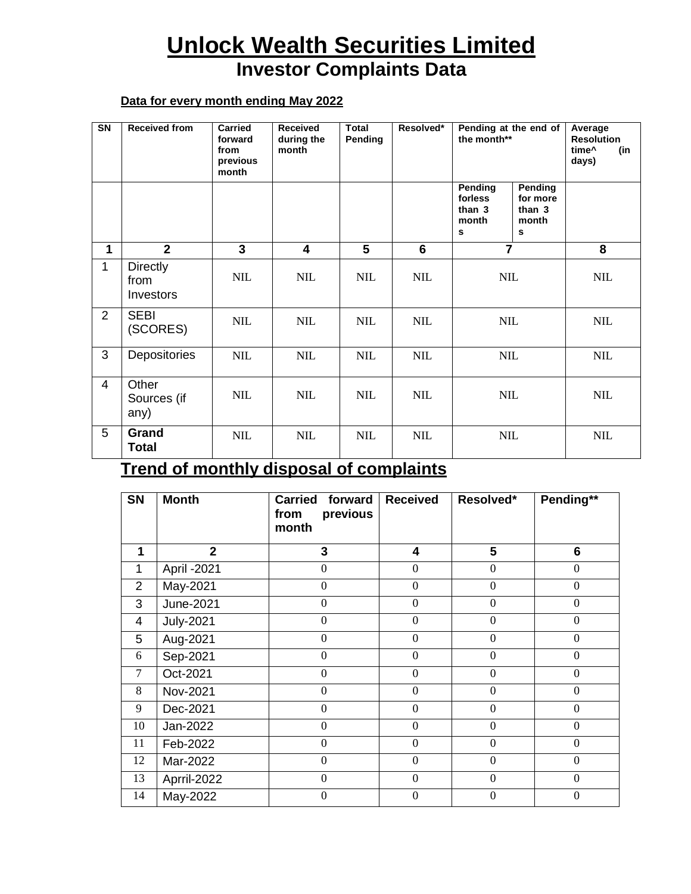# Unlock Wealth Securities Limited

## Investor Complaints Data

**Data for every month ending May 2022**

| SN | Received from | Carried forward from previous month | Received during the month | Total Pending | Resolved* | Pending at the end of the month** | | Average Resolution time^ (in days) |
|---|---|---|---|---|---|---|---|---|
| | | | | | | Pending forless than 3 months | Pending for more than 3 months | |
| 1 | 2 | 3 | 4 | 5 | 6 | 7 | | 8 |
| 1 | Directly from Investors | NIL | NIL | NIL | NIL | NIL | | NIL |
| 2 | SEBI (SCORES) | NIL | NIL | NIL | NIL | NIL | | NIL |
| 3 | Depositories | NIL | NIL | NIL | NIL | NIL | | NIL |
| 4 | Other Sources (if any) | NIL | NIL | NIL | NIL | NIL | | NIL |
| 5 | **Grand Total** | NIL | NIL | NIL | NIL | NIL | | NIL |

## Trend of monthly disposal of complaints

| SN | Month | Carried forward from previous month | Received | Resolved* | Pending** |
|---|---|---|---|---|---|
| 1 | 2 | 3 | 4 | 5 | 6 |
| 1 | April -2021 | 0 | 0 | 0 | 0 |
| 2 | May-2021 | 0 | 0 | 0 | 0 |
| 3 | June-2021 | 0 | 0 | 0 | 0 |
| 4 | July-2021 | 0 | 0 | 0 | 0 |
| 5 | Aug-2021 | 0 | 0 | 0 | 0 |
| 6 | Sep-2021 | 0 | 0 | 0 | 0 |
| 7 | Oct-2021 | 0 | 0 | 0 | 0 |
| 8 | Nov-2021 | 0 | 0 | 0 | 0 |
| 9 | Dec-2021 | 0 | 0 | 0 | 0 |
| 10 | Jan-2022 | 0 | 0 | 0 | 0 |
| 11 | Feb-2022 | 0 | 0 | 0 | 0 |
| 12 | Mar-2022 | 0 | 0 | 0 | 0 |
| 13 | Aprril-2022 | 0 | 0 | 0 | 0 |
| 14 | May-2022 | 0 | 0 | 0 | 0 |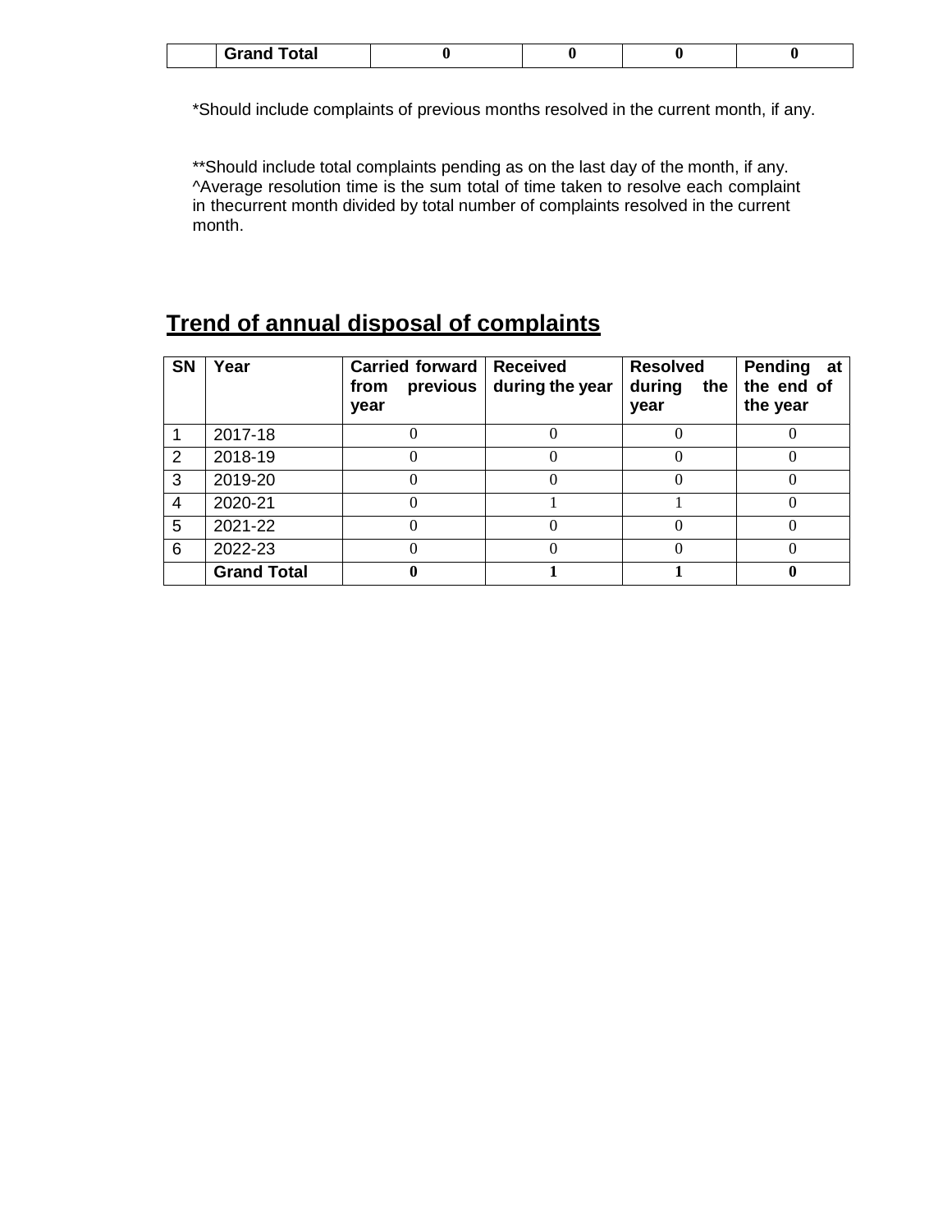| | | | | | |
|---|---|---|---|---|---|
| | **Grand Total** | **0** | **0** | **0** | **0** |

*Should include complaints of previous months resolved in the current month, if any.

**Should include total complaints pending as on the last day of the month, if any.
^Average resolution time is the sum total of time taken to resolve each complaint in thecurrent month divided by total number of complaints resolved in the current month.

## Trend of annual disposal of complaints

| SN | Year | Carried forward from previous year | Received during the year | Resolved during the year | Pending at the end of the year |
|---|---|---|---|---|---|
| 1 | 2017-18 | 0 | 0 | 0 | 0 |
| 2 | 2018-19 | 0 | 0 | 0 | 0 |
| 3 | 2019-20 | 0 | 0 | 0 | 0 |
| 4 | 2020-21 | 0 | 1 | 1 | 0 |
| 5 | 2021-22 | 0 | 0 | 0 | 0 |
| 6 | 2022-23 | 0 | 0 | 0 | 0 |
| | **Grand Total** | **0** | **1** | **1** | **0** |